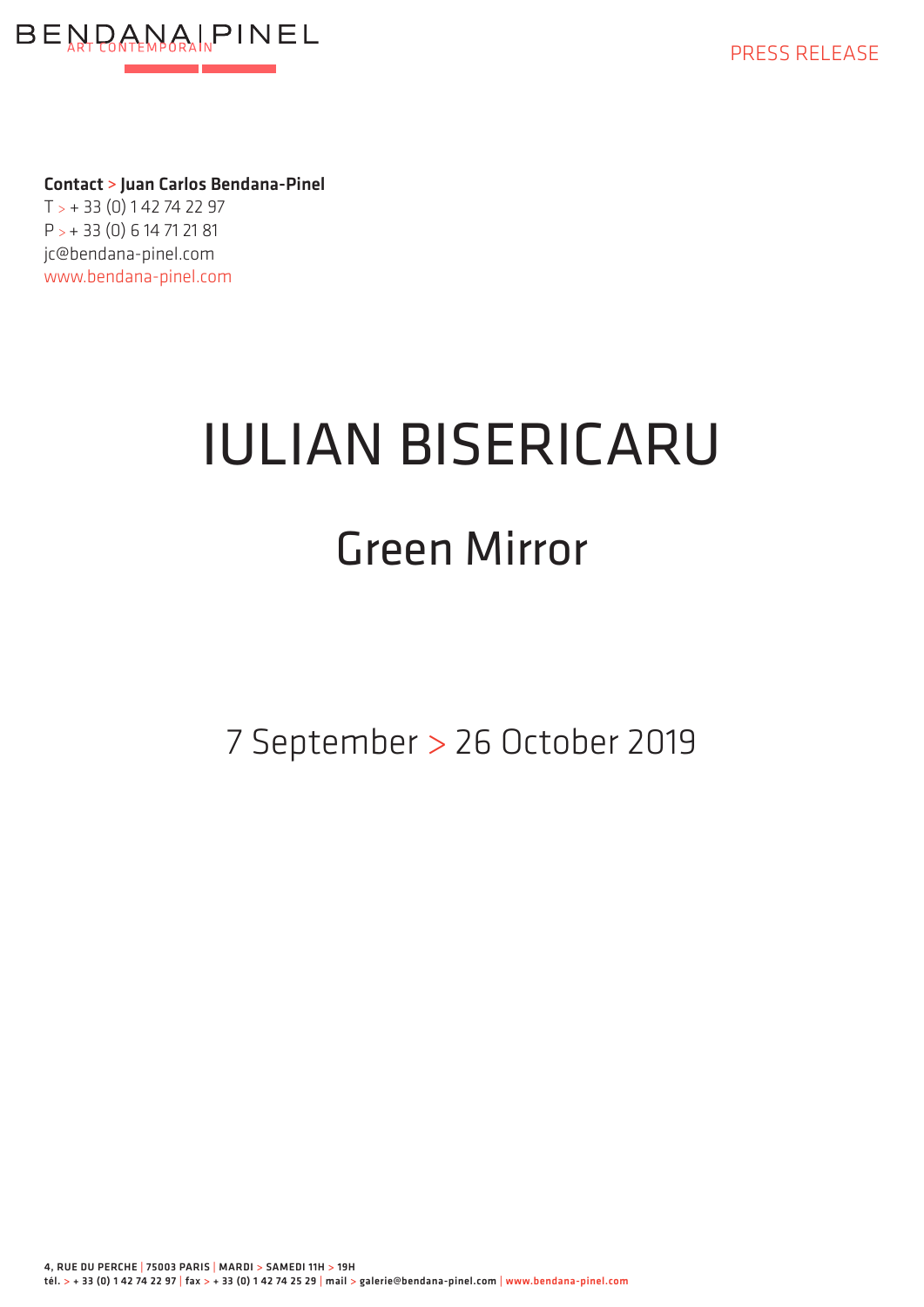BENDANA | PINEL
ART CONTEMPORAIN

PRESS RELEASE

**Contact > Juan Carlos Bendana-Pinel**
T > + 33 (0) 1 42 74 22 97
P > + 33 (0) 6 14 71 21 81
jc@bendana-pinel.com
www.bendana-pinel.com

# IULIAN BISERICARU

## Green Mirror

7 September > 26 October 2019

**4, RUE DU PERCHE | 75003 PARIS | MARDI > SAMEDI 11H > 19H**
**tél. > + 33 (0) 1 42 74 22 97 | fax > + 33 (0) 1 42 74 25 29 | mail > galerie@bendana-pinel.com | www.bendana-pinel.com**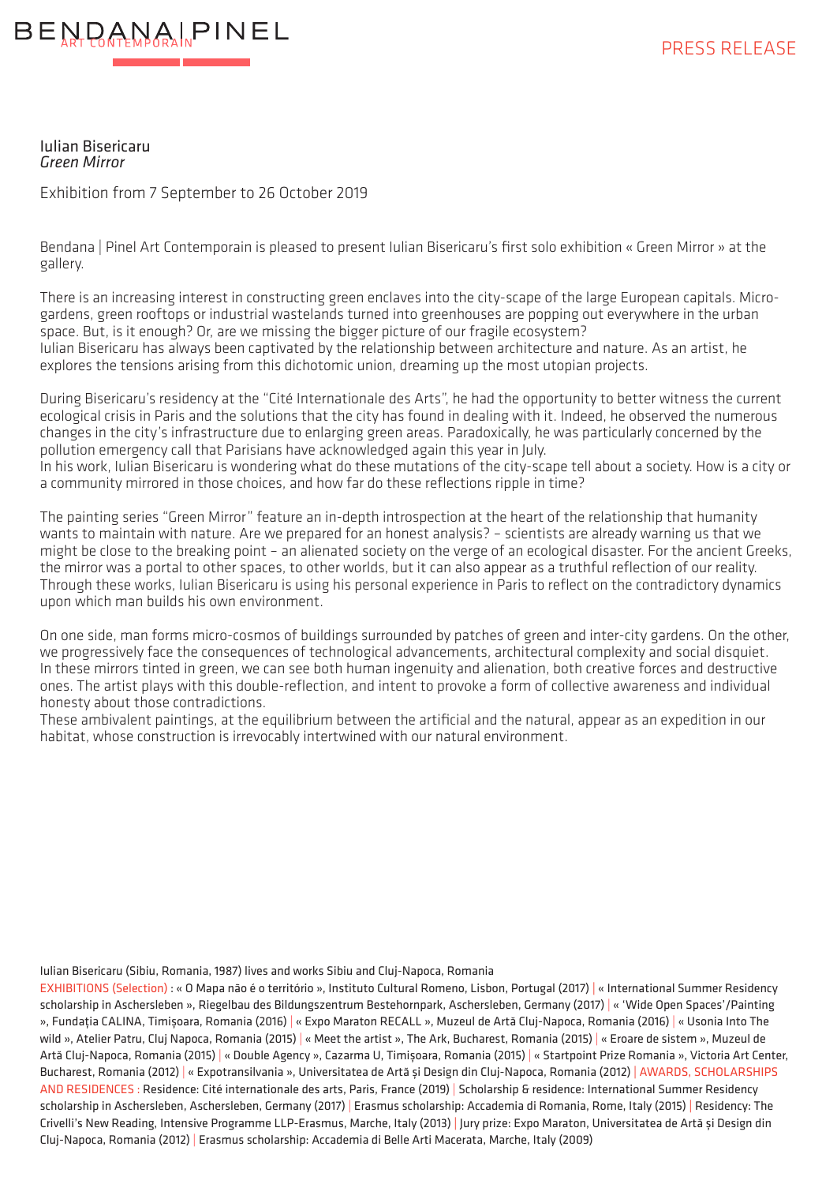Iulian Bisericaru
*Green Mirror*

Exhibition from 7 September to 26 October 2019

Bendana | Pinel Art Contemporain is pleased to present Iulian Bisericaru's first solo exhibition « Green Mirror » at the gallery.

There is an increasing interest in constructing green enclaves into the city-scape of the large European capitals. Micro-gardens, green rooftops or industrial wastelands turned into greenhouses are popping out everywhere in the urban space. But, is it enough? Or, are we missing the bigger picture of our fragile ecosystem?
Iulian Bisericaru has always been captivated by the relationship between architecture and nature. As an artist, he explores the tensions arising from this dichotomic union, dreaming up the most utopian projects.

During Bisericaru's residency at the "Cité Internationale des Arts", he had the opportunity to better witness the current ecological crisis in Paris and the solutions that the city has found in dealing with it. Indeed, he observed the numerous changes in the city's infrastructure due to enlarging green areas. Paradoxically, he was particularly concerned by the pollution emergency call that Parisians have acknowledged again this year in July.
In his work, Iulian Bisericaru is wondering what do these mutations of the city-scape tell about a society. How is a city or a community mirrored in those choices, and how far do these reflections ripple in time?

The painting series "Green Mirror" feature an in-depth introspection at the heart of the relationship that humanity wants to maintain with nature. Are we prepared for an honest analysis? – scientists are already warning us that we might be close to the breaking point – an alienated society on the verge of an ecological disaster. For the ancient Greeks, the mirror was a portal to other spaces, to other worlds, but it can also appear as a truthful reflection of our reality. Through these works, Iulian Bisericaru is using his personal experience in Paris to reflect on the contradictory dynamics upon which man builds his own environment.

On one side, man forms micro-cosmos of buildings surrounded by patches of green and inter-city gardens. On the other, we progressively face the consequences of technological advancements, architectural complexity and social disquiet. In these mirrors tinted in green, we can see both human ingenuity and alienation, both creative forces and destructive ones. The artist plays with this double-reflection, and intent to provoke a form of collective awareness and individual honesty about those contradictions.
These ambivalent paintings, at the equilibrium between the artificial and the natural, appear as an expedition in our habitat, whose construction is irrevocably intertwined with our natural environment.

Iulian Bisericaru (Sibiu, Romania, 1987) lives and works Sibiu and Cluj-Napoca, Romania

EXHIBITIONS (Selection) : « O Mapa não é o território », Instituto Cultural Romeno, Lisbon, Portugal (2017) | « International Summer Residency scholarship in Aschersleben », Riegelbau des Bildungszentrum Bestehornpark, Aschersleben, Germany (2017) | « 'Wide Open Spaces'/Painting », Fundația CALINA, Timișoara, Romania (2016) | « Expo Maraton RECALL », Muzeul de Artă Cluj-Napoca, Romania (2016) | « Usonia Into The wild », Atelier Patru, Cluj Napoca, Romania (2015) | « Meet the artist », The Ark, Bucharest, Romania (2015) | « Eroare de sistem », Muzeul de Artă Cluj-Napoca, Romania (2015) | « Double Agency », Cazarma U, Timișoara, Romania (2015) | « Startpoint Prize Romania », Victoria Art Center, Bucharest, Romania (2012) | « Expotransilvania », Universitatea de Artă și Design din Cluj-Napoca, Romania (2012) | AWARDS, SCHOLARSHIPS AND RESIDENCES : Residence: Cité internationale des arts, Paris, France (2019) | Scholarship & residence: International Summer Residency scholarship in Aschersleben, Aschersleben, Germany (2017) | Erasmus scholarship: Accademia di Romania, Rome, Italy (2015) | Residency: The Crivelli's New Reading, Intensive Programme LLP-Erasmus, Marche, Italy (2013) | Jury prize: Expo Maraton, Universitatea de Artă și Design din Cluj-Napoca, Romania (2012) | Erasmus scholarship: Accademia di Belle Arti Macerata, Marche, Italy (2009)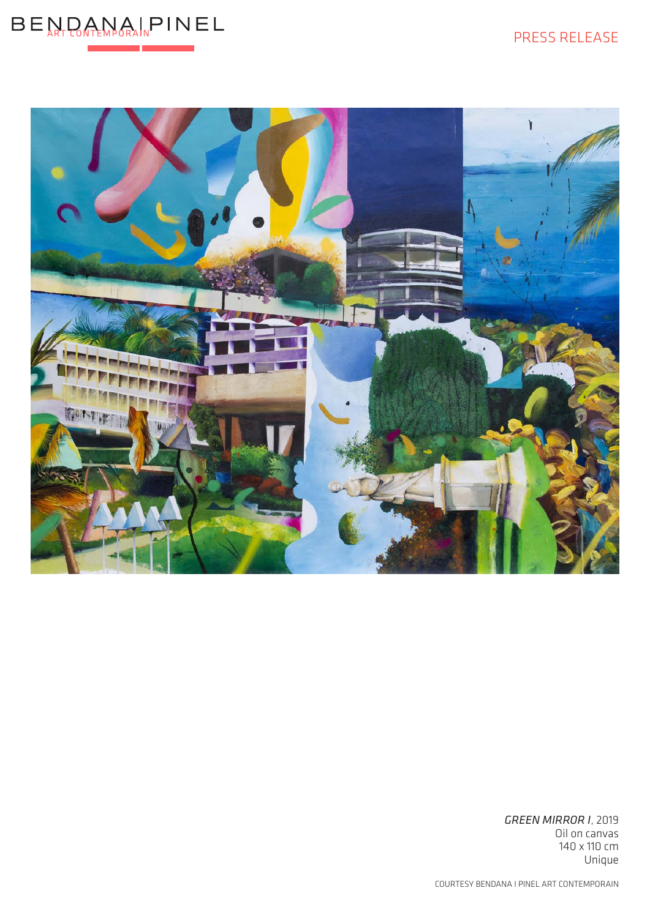*GREEN MIRROR I*, 2019
Oil on canvas
140 x 110 cm
Unique

COURTESY BENDANA I PINEL ART CONTEMPORAIN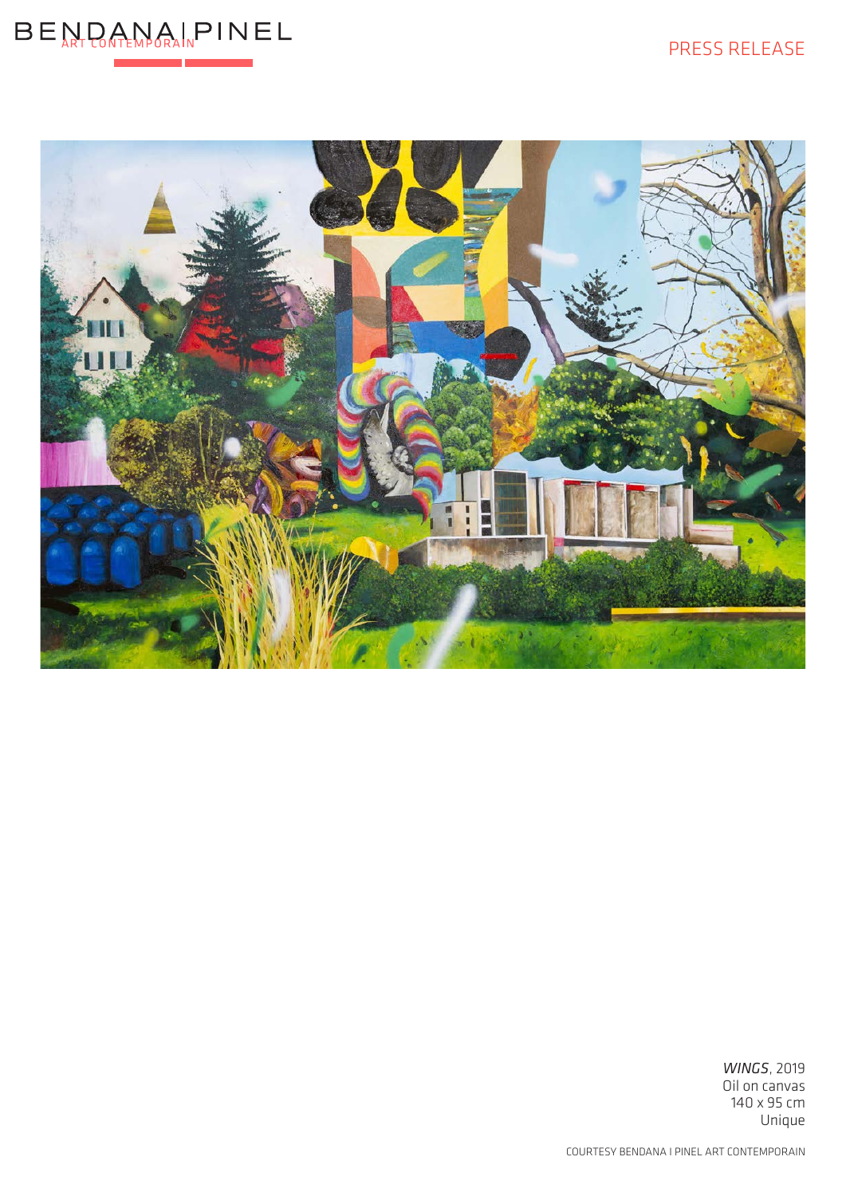*WINGS*, 2019
Oil on canvas
140 x 95 cm
Unique

COURTESY BENDANA I PINEL ART CONTEMPORAIN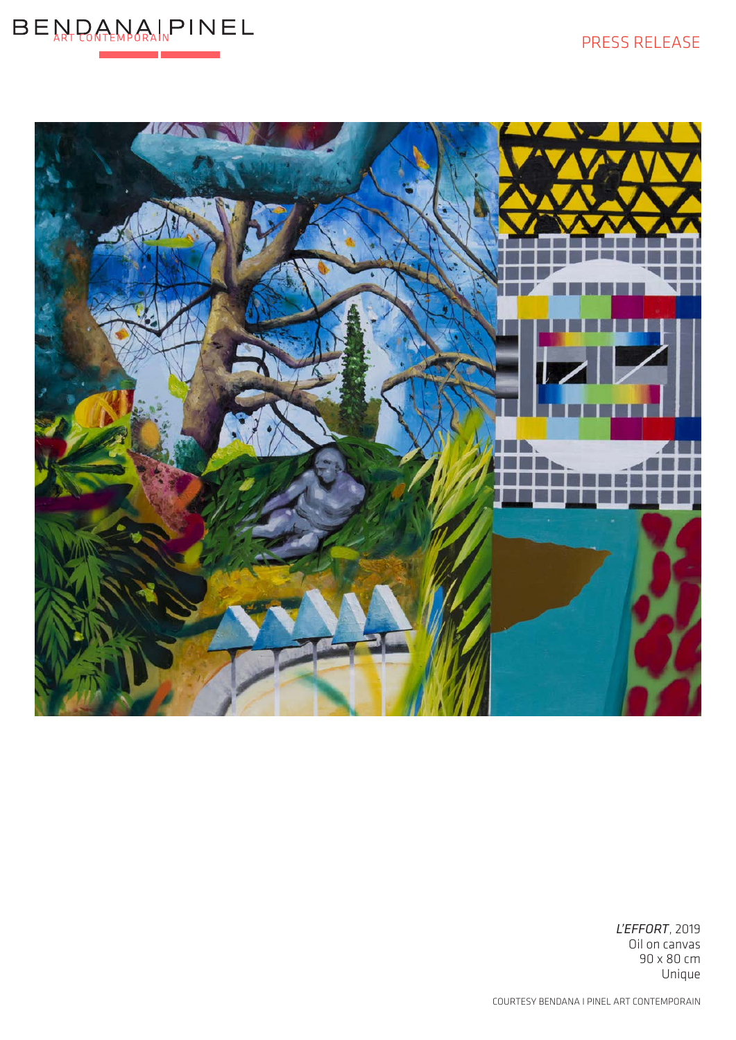*L'EFFORT*, 2019
Oil on canvas
90 x 80 cm
Unique

COURTESY BENDANA I PINEL ART CONTEMPORAIN